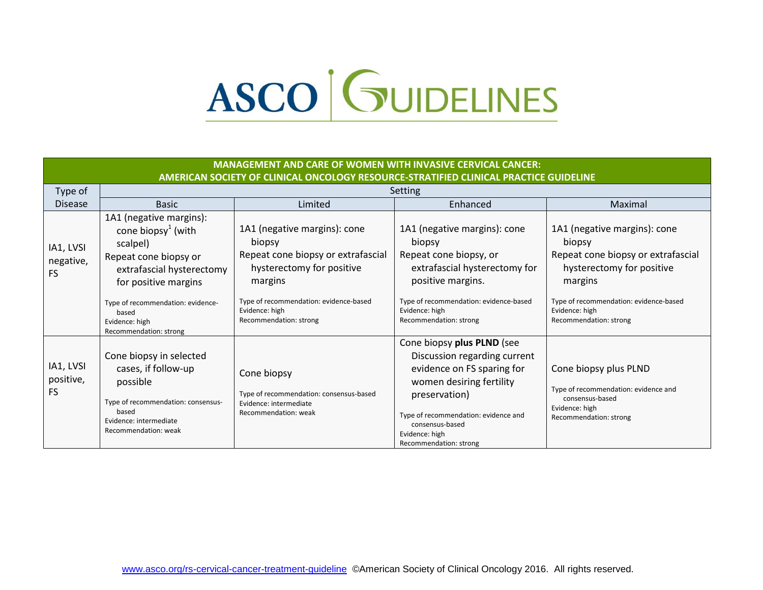# ASCO GUIDELINES

| MANAGEMENT AND CARE OF WOMEN WITH INVASIVE CERVICAL CANCER: AMERICAN SOCIETY OF CLINICAL ONCOLOGY RESOURCE-STRATIFIED CLINICAL PRACTICE GUIDELINE | | | | |
|---|---|---|---|---|
| Type of Disease | Setting | | | |
| | Basic | Limited | Enhanced | Maximal |
| IA1, LVSI negative, FS | 1A1 (negative margins): cone biopsy[1] (with scalpel)<br>Repeat cone biopsy or extrafascial hysterectomy for positive margins<br><br>Type of recommendation: evidence-based<br>Evidence: high<br>Recommendation: strong | 1A1 (negative margins): cone biopsy<br>Repeat cone biopsy or extrafascial hysterectomy for positive margins<br><br>Type of recommendation: evidence-based<br>Evidence: high<br>Recommendation: strong | 1A1 (negative margins): cone biopsy<br>Repeat cone biopsy, or extrafascial hysterectomy for positive margins.<br><br>Type of recommendation: evidence-based<br>Evidence: high<br>Recommendation: strong | 1A1 (negative margins): cone biopsy<br>Repeat cone biopsy or extrafascial hysterectomy for positive margins<br><br>Type of recommendation: evidence-based<br>Evidence: high<br>Recommendation: strong |
| IA1, LVSI positive, FS | Cone biopsy in selected cases, if follow-up possible<br><br>Type of recommendation: consensus-based<br>Evidence: intermediate<br>Recommendation: weak | Cone biopsy<br><br>Type of recommendation: consensus-based<br>Evidence: intermediate<br>Recommendation: weak | Cone biopsy **plus PLND** (see Discussion regarding current evidence on FS sparing for women desiring fertility preservation)<br><br>Type of recommendation: evidence and consensus-based<br>Evidence: high<br>Recommendation: strong | Cone biopsy plus PLND<br><br>Type of recommendation: evidence and consensus-based<br>Evidence: high<br>Recommendation: strong |

www.asco.org/rs-cervical-cancer-treatment-guideline ©American Society of Clinical Oncology 2016. All rights reserved.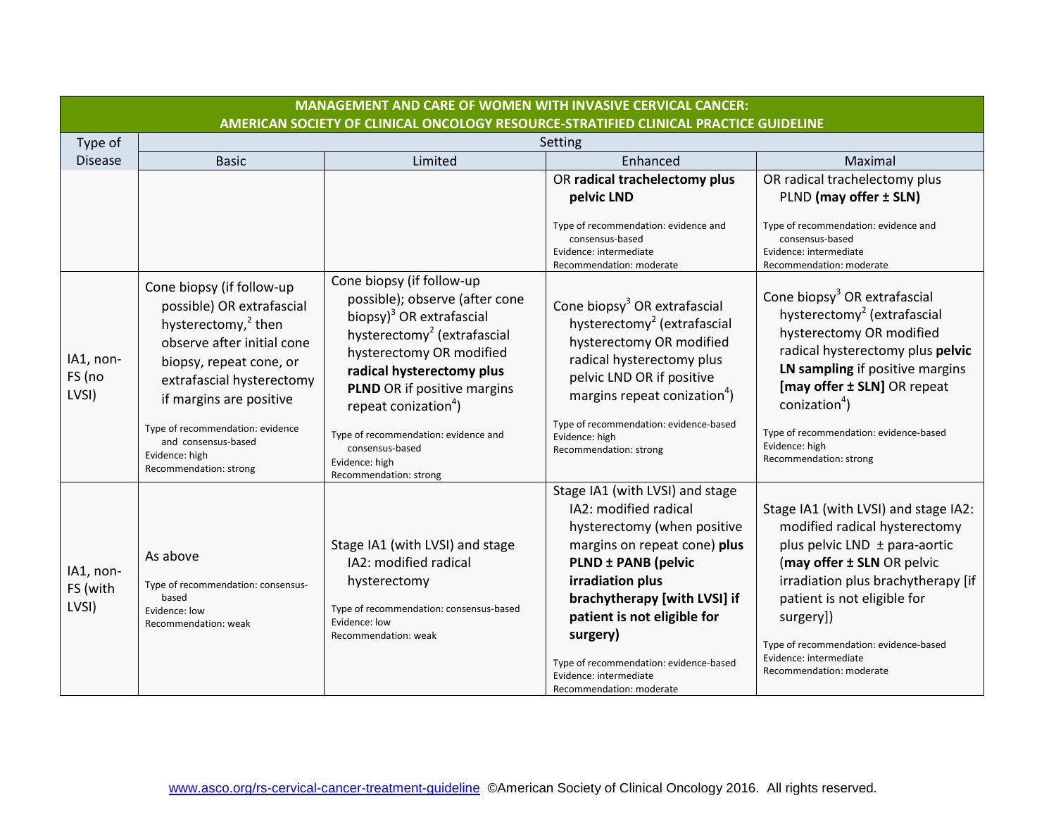| MANAGEMENT AND CARE OF WOMEN WITH INVASIVE CERVICAL CANCER: AMERICAN SOCIETY OF CLINICAL ONCOLOGY RESOURCE-STRATIFIED CLINICAL PRACTICE GUIDELINE | | | | |
|---|---|---|---|---|
| Type of Disease | Setting | | | |
| | Basic | Limited | Enhanced | Maximal |
| | | | OR **radical trachelectomy plus pelvic LND**<br><br>Type of recommendation: evidence and consensus-based<br>Evidence: intermediate<br>Recommendation: moderate | OR radical trachelectomy plus PLND **(may offer ± SLN)**<br><br>Type of recommendation: evidence and consensus-based<br>Evidence: intermediate<br>Recommendation: moderate |
| IA1, non-FS (no LVSI) | Cone biopsy (if follow-up possible) OR extrafascial hysterectomy,[2] then observe after initial cone biopsy, repeat cone, or extrafascial hysterectomy if margins are positive<br><br>Type of recommendation: evidence and consensus-based<br>Evidence: high<br>Recommendation: strong | Cone biopsy (if follow-up possible); observe (after cone biopsy)[3] OR extrafascial hysterectomy[2] (extrafascial hysterectomy OR modified **radical hysterectomy plus PLND** OR if positive margins repeat conization[4])<br><br>Type of recommendation: evidence and consensus-based<br>Evidence: high<br>Recommendation: strong | Cone biopsy[3] OR extrafascial hysterectomy[2] (extrafascial hysterectomy OR modified radical hysterectomy plus pelvic LND OR if positive margins repeat conization[4])<br><br>Type of recommendation: evidence-based<br>Evidence: high<br>Recommendation: strong | Cone biopsy[3] OR extrafascial hysterectomy[2] (extrafascial hysterectomy OR modified radical hysterectomy plus **pelvic LN sampling** if positive margins **[may offer ± SLN]** OR repeat conization[4])<br><br>Type of recommendation: evidence-based<br>Evidence: high<br>Recommendation: strong |
| IA1, non-FS (with LVSI) | As above<br><br>Type of recommendation: consensus-based<br>Evidence: low<br>Recommendation: weak | Stage IA1 (with LVSI) and stage IA2: modified radical hysterectomy<br><br>Type of recommendation: consensus-based<br>Evidence: low<br>Recommendation: weak | Stage IA1 (with LVSI) and stage IA2: modified radical hysterectomy (when positive margins on repeat cone) **plus PLND ± PANB (pelvic irradiation plus brachytherapy [with LVSI] if patient is not eligible for surgery)**<br><br>Type of recommendation: evidence-based<br>Evidence: intermediate<br>Recommendation: moderate | Stage IA1 (with LVSI) and stage IA2: modified radical hysterectomy plus pelvic LND ± para-aortic (**may offer ± SLN** OR pelvic irradiation plus brachytherapy [if patient is not eligible for surgery])<br><br>Type of recommendation: evidence-based<br>Evidence: intermediate<br>Recommendation: moderate |

www.asco.org/rs-cervical-cancer-treatment-guideline ©American Society of Clinical Oncology 2016. All rights reserved.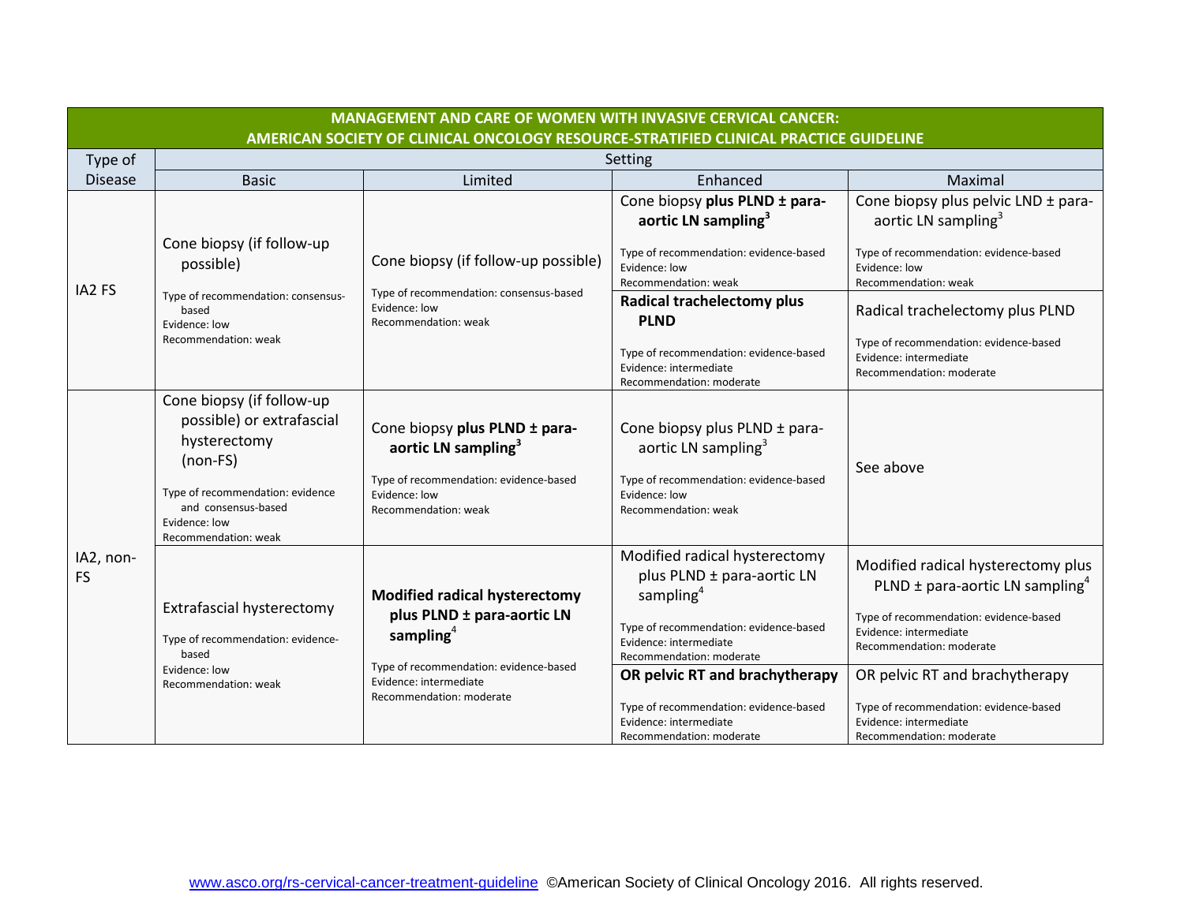| MANAGEMENT AND CARE OF WOMEN WITH INVASIVE CERVICAL CANCER: AMERICAN SOCIETY OF CLINICAL ONCOLOGY RESOURCE-STRATIFIED CLINICAL PRACTICE GUIDELINE | | | | |
|---|---|---|---|---|
| Type of Disease | Setting | | | |
| | Basic | Limited | Enhanced | Maximal |
| IA2 FS | Cone biopsy (if follow-up possible)<br><br>Type of recommendation: consensus-based<br>Evidence: low<br>Recommendation: weak | Cone biopsy (if follow-up possible)<br><br>Type of recommendation: consensus-based<br>Evidence: low<br>Recommendation: weak | Cone biopsy **plus PLND ± para-aortic LN sampling[3]**<br><br>Type of recommendation: evidence-based<br>Evidence: low<br>Recommendation: weak<br><br>**Radical trachelectomy plus PLND**<br><br>Type of recommendation: evidence-based<br>Evidence: intermediate<br>Recommendation: moderate | Cone biopsy plus pelvic LND ± para-aortic LN sampling[3]<br><br>Type of recommendation: evidence-based<br>Evidence: low<br>Recommendation: weak<br><br>Radical trachelectomy plus PLND<br><br>Type of recommendation: evidence-based<br>Evidence: intermediate<br>Recommendation: moderate |
| IA2, non-FS | Cone biopsy (if follow-up possible) or extrafascial hysterectomy (non-FS)<br><br>Type of recommendation: evidence and consensus-based<br>Evidence: low<br>Recommendation: weak | Cone biopsy **plus PLND ± para-aortic LN sampling[3]**<br><br>Type of recommendation: evidence-based<br>Evidence: low<br>Recommendation: weak | Cone biopsy plus PLND ± para-aortic LN sampling[3]<br><br>Type of recommendation: evidence-based<br>Evidence: low<br>Recommendation: weak | See above |
| | Extrafascial hysterectomy<br><br>Type of recommendation: evidence-based<br>Evidence: low<br>Recommendation: weak | **Modified radical hysterectomy plus PLND ± para-aortic LN sampling[4]**<br><br>Type of recommendation: evidence-based<br>Evidence: intermediate<br>Recommendation: moderate | Modified radical hysterectomy plus PLND ± para-aortic LN sampling[4]<br><br>Type of recommendation: evidence-based<br>Evidence: intermediate<br>Recommendation: moderate<br><br>**OR pelvic RT and brachytherapy**<br><br>Type of recommendation: evidence-based<br>Evidence: intermediate<br>Recommendation: moderate | Modified radical hysterectomy plus PLND ± para-aortic LN sampling[4]<br><br>Type of recommendation: evidence-based<br>Evidence: intermediate<br>Recommendation: moderate<br><br>OR pelvic RT and brachytherapy<br><br>Type of recommendation: evidence-based<br>Evidence: intermediate<br>Recommendation: moderate |

www.asco.org/rs-cervical-cancer-treatment-guideline ©American Society of Clinical Oncology 2016. All rights reserved.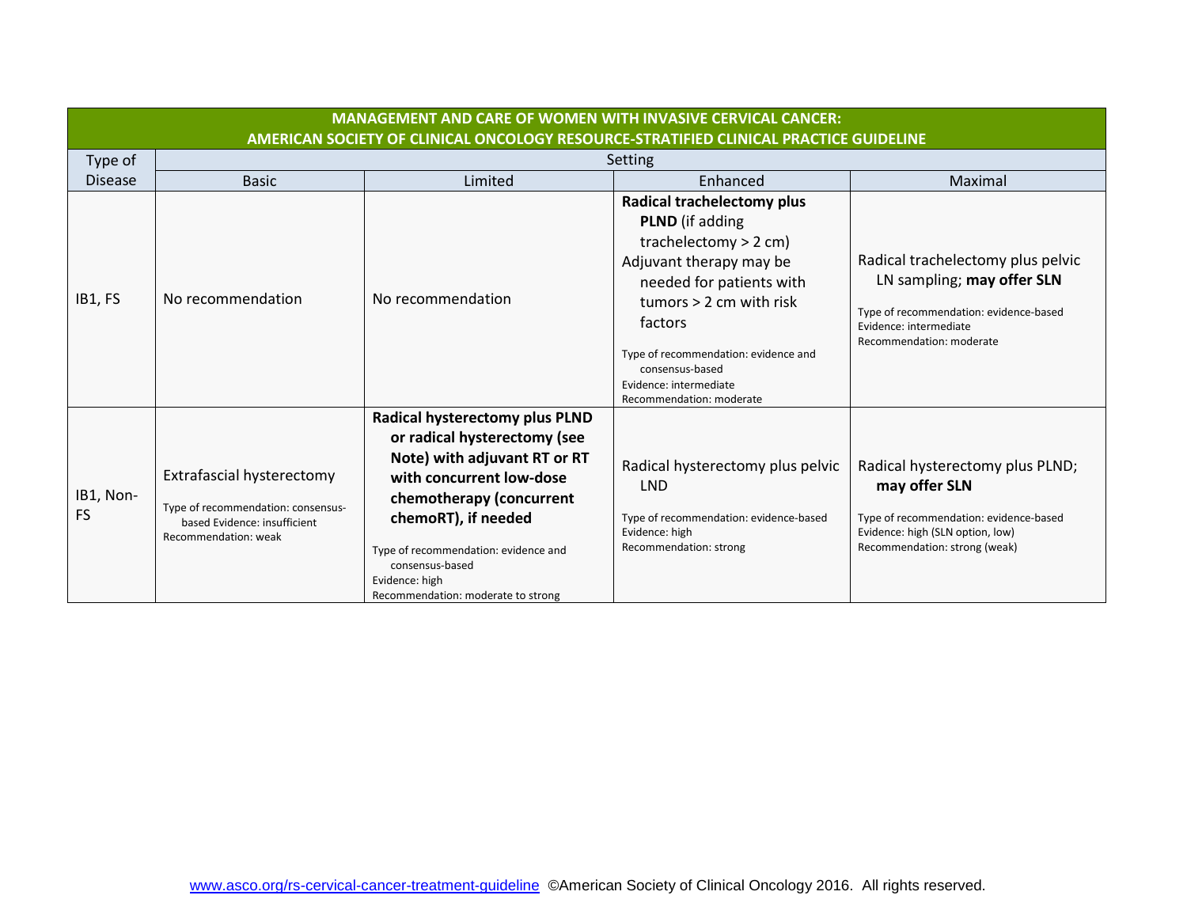| MANAGEMENT AND CARE OF WOMEN WITH INVASIVE CERVICAL CANCER: AMERICAN SOCIETY OF CLINICAL ONCOLOGY RESOURCE-STRATIFIED CLINICAL PRACTICE GUIDELINE | | | | |
|---|---|---|---|---|
| Type of Disease | Setting | | | |
| | Basic | Limited | Enhanced | Maximal |
| IB1, FS | No recommendation | No recommendation | **Radical trachelectomy plus PLND** (if adding trachelectomy > 2 cm)<br>Adjuvant therapy may be needed for patients with tumors > 2 cm with risk factors<br><br>Type of recommendation: evidence and consensus-based<br>Evidence: intermediate<br>Recommendation: moderate | Radical trachelectomy plus pelvic LN sampling; **may offer SLN**<br><br>Type of recommendation: evidence-based<br>Evidence: intermediate<br>Recommendation: moderate |
| IB1, Non-FS | Extrafascial hysterectomy<br><br>Type of recommendation: consensus-based Evidence: insufficient<br>Recommendation: weak | **Radical hysterectomy plus PLND or radical hysterectomy (see Note) with adjuvant RT or RT with concurrent low-dose chemotherapy (concurrent chemoRT), if needed**<br><br>Type of recommendation: evidence and consensus-based<br>Evidence: high<br>Recommendation: moderate to strong | Radical hysterectomy plus pelvic LND<br><br>Type of recommendation: evidence-based<br>Evidence: high<br>Recommendation: strong | Radical hysterectomy plus PLND; **may offer SLN**<br><br>Type of recommendation: evidence-based<br>Evidence: high (SLN option, low)<br>Recommendation: strong (weak) |

www.asco.org/rs-cervical-cancer-treatment-guideline ©American Society of Clinical Oncology 2016. All rights reserved.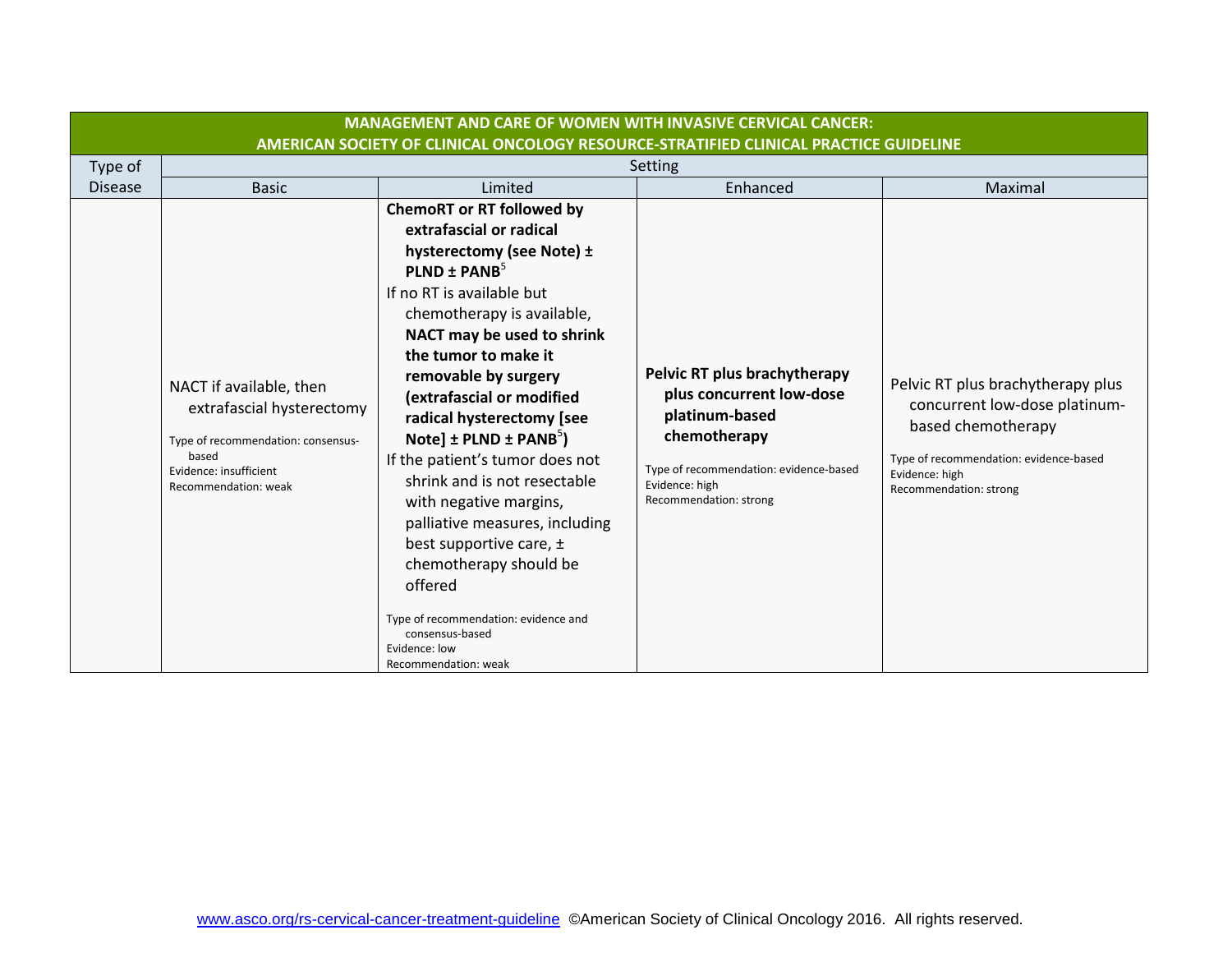| MANAGEMENT AND CARE OF WOMEN WITH INVASIVE CERVICAL CANCER: AMERICAN SOCIETY OF CLINICAL ONCOLOGY RESOURCE-STRATIFIED CLINICAL PRACTICE GUIDELINE | | | | |
|---|---|---|---|---|
| Type of Disease | Setting | | | |
| | Basic | Limited | Enhanced | Maximal |
| | NACT if available, then extrafascial hysterectomy<br><br>Type of recommendation: consensus-based<br>Evidence: insufficient<br>Recommendation: weak | **ChemoRT or RT followed by extrafascial or radical hysterectomy (see Note) ± PLND ± PANB**[5]<br>If no RT is available but chemotherapy is available, **NACT may be used to shrink the tumor to make it removable by surgery (extrafascial or modified radical hysterectomy [see Note] ± PLND ± PANB**[5]**)**<br>If the patient's tumor does not shrink and is not resectable with negative margins, palliative measures, including best supportive care, ± chemotherapy should be offered<br><br>Type of recommendation: evidence and consensus-based<br>Evidence: low<br>Recommendation: weak | **Pelvic RT plus brachytherapy plus concurrent low-dose platinum-based chemotherapy**<br><br>Type of recommendation: evidence-based<br>Evidence: high<br>Recommendation: strong | Pelvic RT plus brachytherapy plus concurrent low-dose platinum-based chemotherapy<br><br>Type of recommendation: evidence-based<br>Evidence: high<br>Recommendation: strong |

www.asco.org/rs-cervical-cancer-treatment-guideline ©American Society of Clinical Oncology 2016. All rights reserved.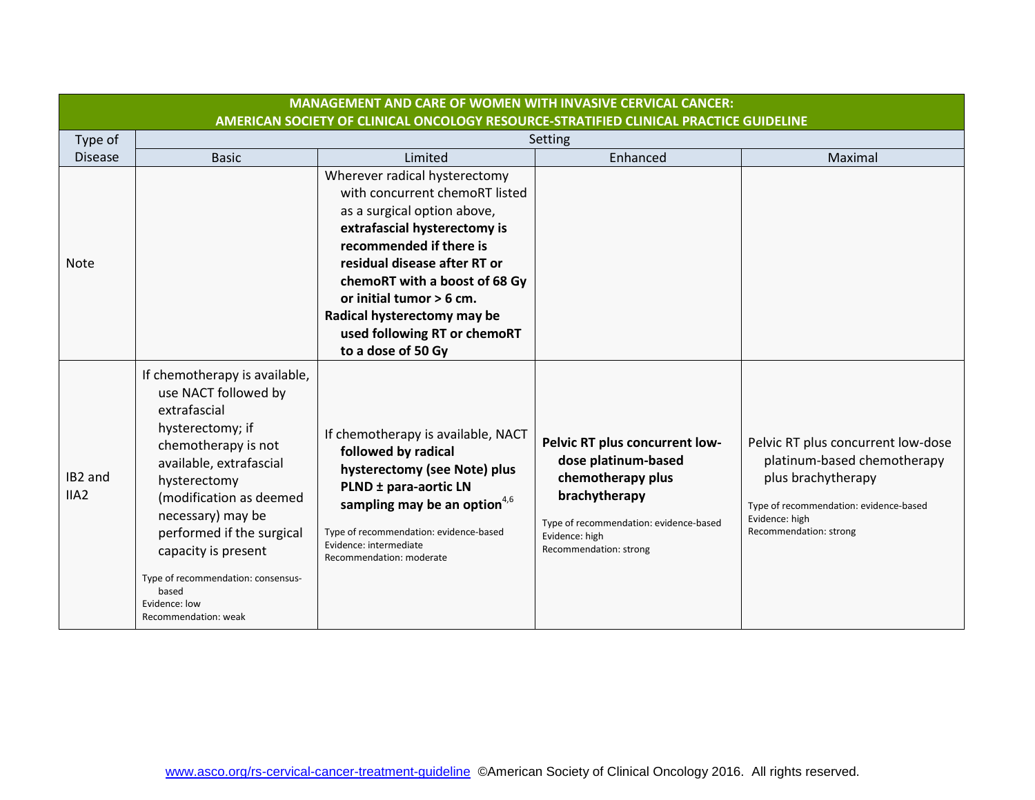| MANAGEMENT AND CARE OF WOMEN WITH INVASIVE CERVICAL CANCER: AMERICAN SOCIETY OF CLINICAL ONCOLOGY RESOURCE-STRATIFIED CLINICAL PRACTICE GUIDELINE | | | | |
|---|---|---|---|---|
| Type of Disease | Setting | | | |
| | Basic | Limited | Enhanced | Maximal |
| Note | | Wherever radical hysterectomy with concurrent chemoRT listed as a surgical option above, **extrafascial hysterectomy is recommended if there is residual disease after RT or chemoRT with a boost of 68 Gy or initial tumor > 6 cm.** **Radical hysterectomy may be used following RT or chemoRT to a dose of 50 Gy** | | |
| IB2 and IIA2 | If chemotherapy is available, use NACT followed by extrafascial hysterectomy; if chemotherapy is not available, extrafascial hysterectomy (modification as deemed necessary) may be performed if the surgical capacity is present<br><br>Type of recommendation: consensus-based<br>Evidence: low<br>Recommendation: weak | If chemotherapy is available, NACT **followed by radical hysterectomy (see Note) plus PLND ± para-aortic LN sampling may be an option**[4,6]<br><br>Type of recommendation: evidence-based<br>Evidence: intermediate<br>Recommendation: moderate | **Pelvic RT plus concurrent low-dose platinum-based chemotherapy plus brachytherapy**<br><br>Type of recommendation: evidence-based<br>Evidence: high<br>Recommendation: strong | Pelvic RT plus concurrent low-dose platinum-based chemotherapy plus brachytherapy<br><br>Type of recommendation: evidence-based<br>Evidence: high<br>Recommendation: strong |

www.asco.org/rs-cervical-cancer-treatment-guideline ©American Society of Clinical Oncology 2016. All rights reserved.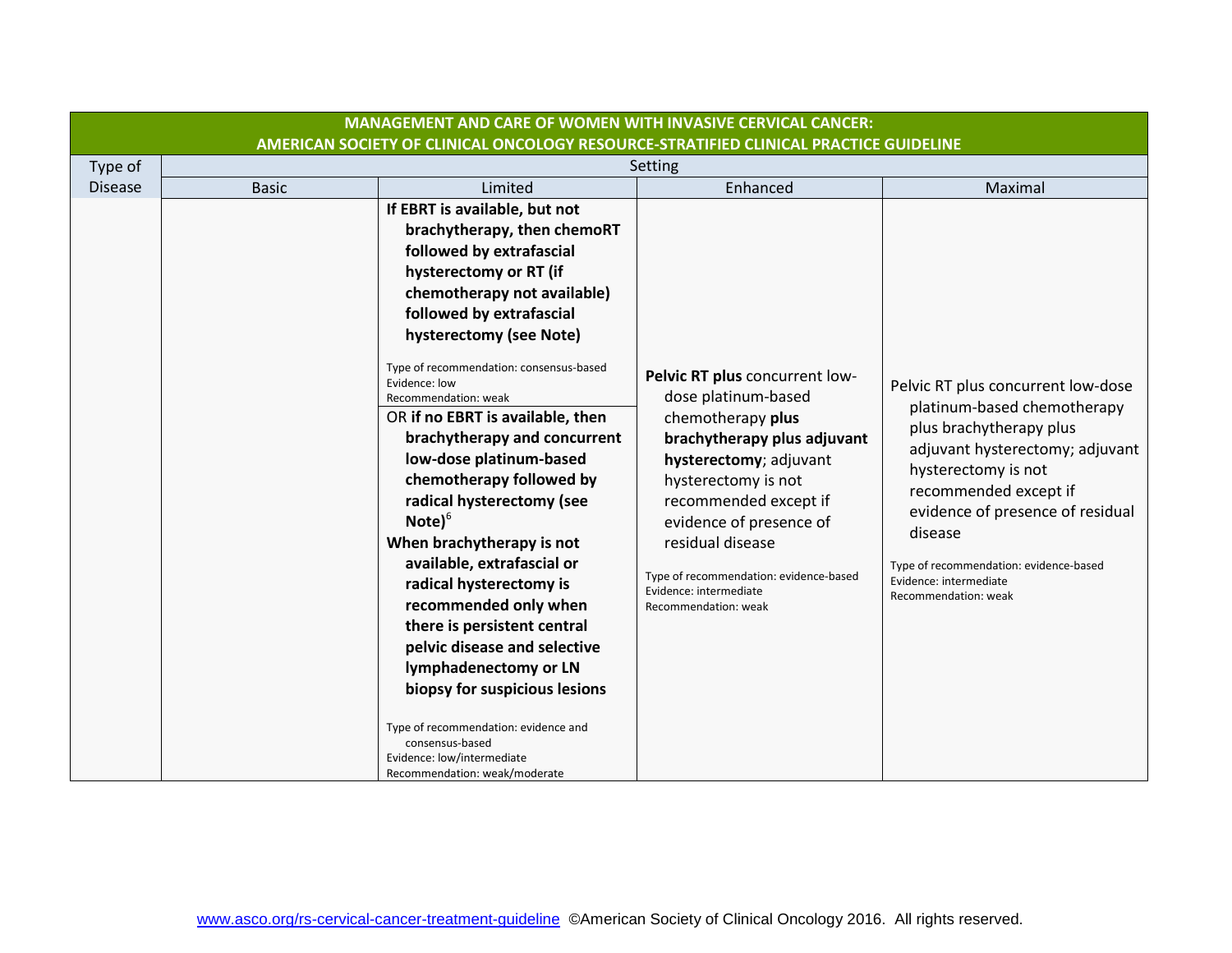| MANAGEMENT AND CARE OF WOMEN WITH INVASIVE CERVICAL CANCER: AMERICAN SOCIETY OF CLINICAL ONCOLOGY RESOURCE-STRATIFIED CLINICAL PRACTICE GUIDELINE | | | | |
|---|---|---|---|---|
| Type of Disease | Setting | | | |
| | Basic | Limited | Enhanced | Maximal |
| | | **If EBRT is available, but not brachytherapy, then chemoRT followed by extrafascial hysterectomy or RT (if chemotherapy not available) followed by extrafascial hysterectomy (see Note)**<br><br>Type of recommendation: consensus-based<br>Evidence: low<br>Recommendation: weak<br><br>OR **if no EBRT is available, then brachytherapy and concurrent low-dose platinum-based chemotherapy followed by radical hysterectomy (see Note)**[6]<br>**When brachytherapy is not available, extrafascial or radical hysterectomy is recommended only when there is persistent central pelvic disease and selective lymphadenectomy or LN biopsy for suspicious lesions**<br><br>Type of recommendation: evidence and consensus-based<br>Evidence: low/intermediate<br>Recommendation: weak/moderate | **Pelvic RT plus** concurrent low-dose platinum-based chemotherapy **plus brachytherapy plus adjuvant hysterectomy**; adjuvant hysterectomy is not recommended except if evidence of presence of residual disease<br><br>Type of recommendation: evidence-based<br>Evidence: intermediate<br>Recommendation: weak | Pelvic RT plus concurrent low-dose platinum-based chemotherapy plus brachytherapy plus adjuvant hysterectomy; adjuvant hysterectomy is not recommended except if evidence of presence of residual disease<br><br>Type of recommendation: evidence-based<br>Evidence: intermediate<br>Recommendation: weak |

www.asco.org/rs-cervical-cancer-treatment-guideline ©American Society of Clinical Oncology 2016. All rights reserved.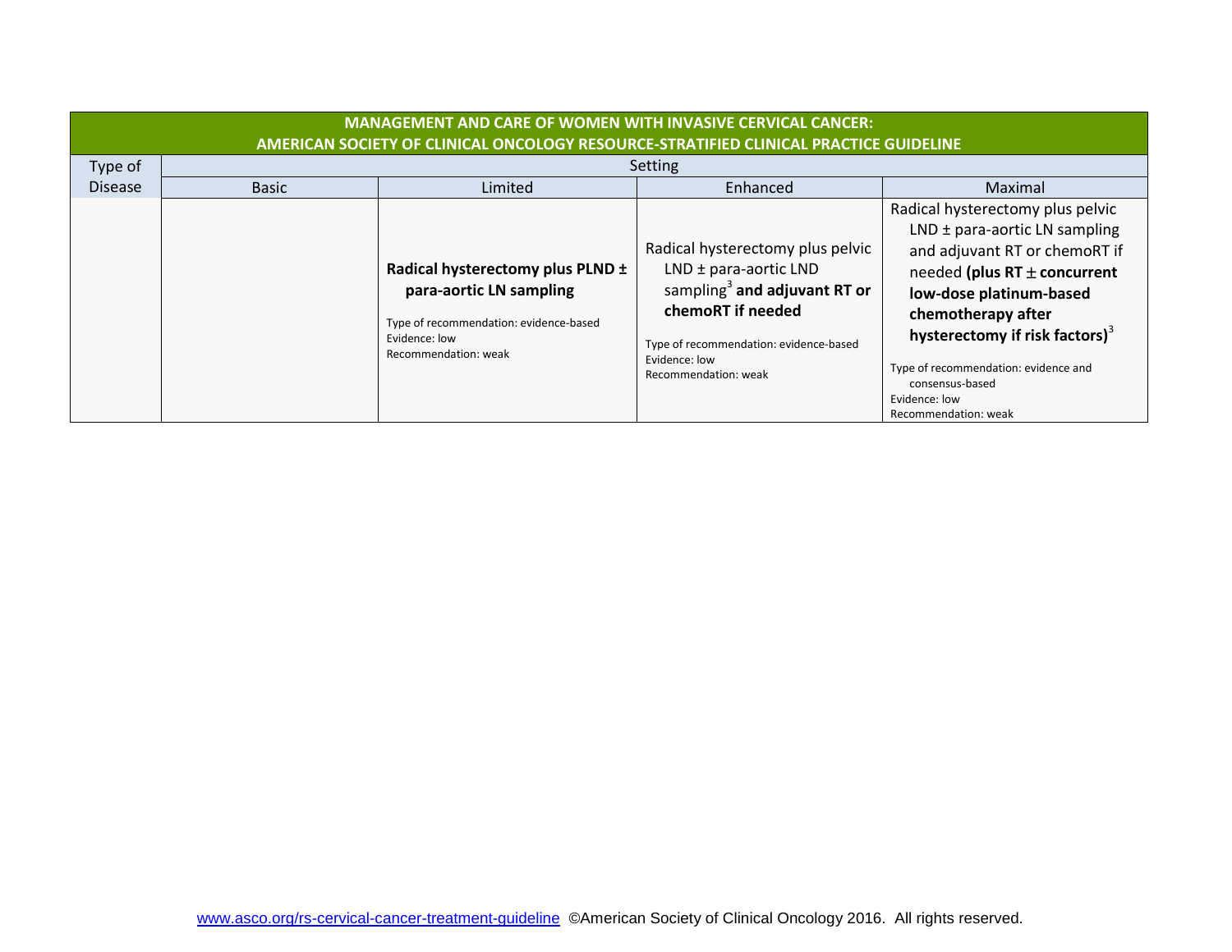| MANAGEMENT AND CARE OF WOMEN WITH INVASIVE CERVICAL CANCER: AMERICAN SOCIETY OF CLINICAL ONCOLOGY RESOURCE-STRATIFIED CLINICAL PRACTICE GUIDELINE | | | | |
|---|---|---|---|---|
| Type of Disease | Setting | | | |
| | Basic | Limited | Enhanced | Maximal |
| | | **Radical hysterectomy plus PLND ± para-aortic LN sampling**<br><br>Type of recommendation: evidence-based<br>Evidence: low<br>Recommendation: weak | Radical hysterectomy plus pelvic LND ± para-aortic LND sampling[3] **and adjuvant RT or chemoRT if needed**<br><br>Type of recommendation: evidence-based<br>Evidence: low<br>Recommendation: weak | Radical hysterectomy plus pelvic LND ± para-aortic LN sampling and adjuvant RT or chemoRT if needed **(plus RT ± concurrent low-dose platinum-based chemotherapy after hysterectomy if risk factors)**[3]<br><br>Type of recommendation: evidence and consensus-based<br>Evidence: low<br>Recommendation: weak |

www.asco.org/rs-cervical-cancer-treatment-guideline ©American Society of Clinical Oncology 2016. All rights reserved.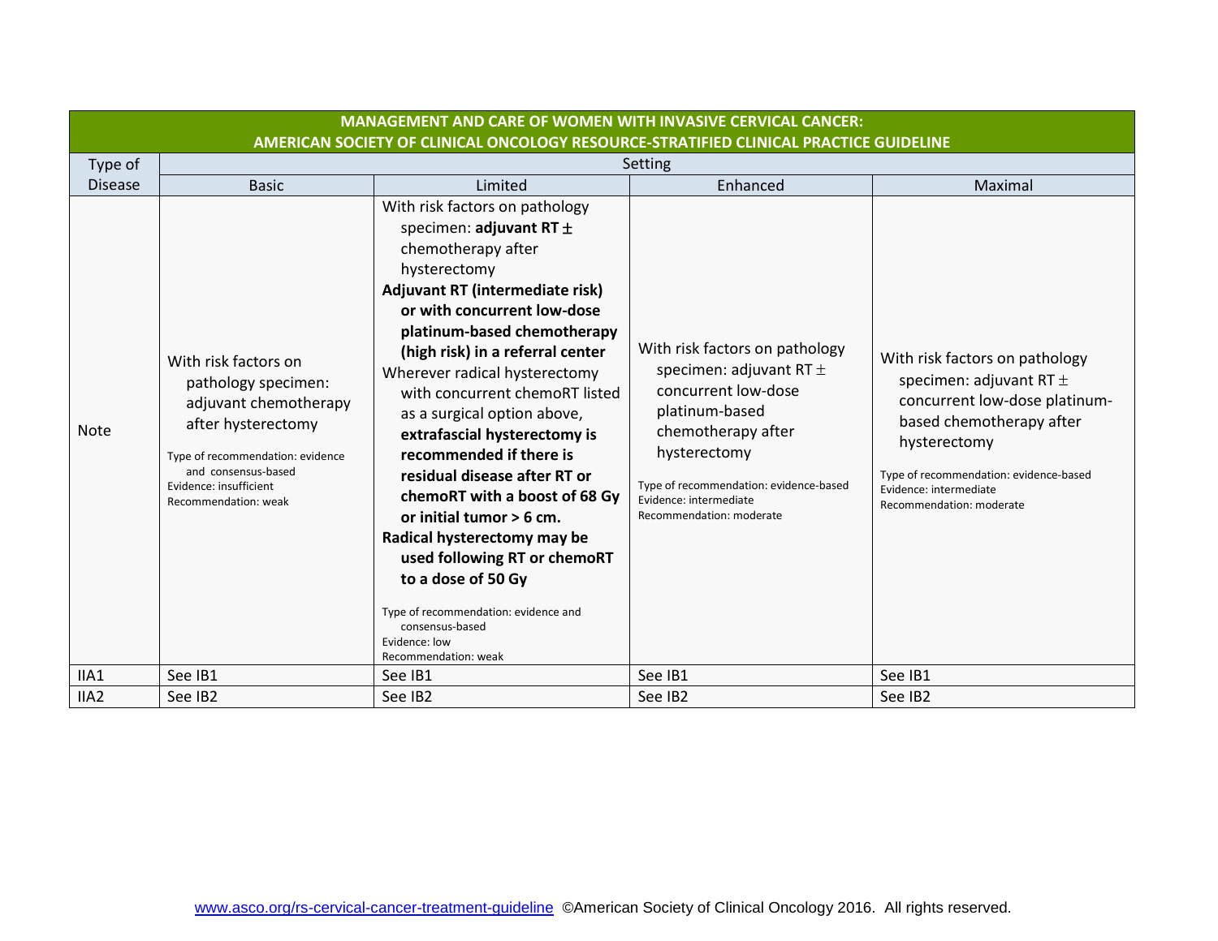| MANAGEMENT AND CARE OF WOMEN WITH INVASIVE CERVICAL CANCER: AMERICAN SOCIETY OF CLINICAL ONCOLOGY RESOURCE-STRATIFIED CLINICAL PRACTICE GUIDELINE | | | | |
|---|---|---|---|---|
| Type of Disease | Setting | | | |
| | Basic | Limited | Enhanced | Maximal |
| Note | With risk factors on pathology specimen: adjuvant chemotherapy after hysterectomy<br><br>Type of recommendation: evidence and consensus-based<br>Evidence: insufficient<br>Recommendation: weak | With risk factors on pathology specimen: **adjuvant RT ±** chemotherapy after hysterectomy<br>**Adjuvant RT (intermediate risk) or with concurrent low-dose platinum-based chemotherapy (high risk) in a referral center**<br>Wherever radical hysterectomy with concurrent chemoRT listed as a surgical option above, **extrafascial hysterectomy is recommended if there is residual disease after RT or chemoRT with a boost of 68 Gy or initial tumor > 6 cm.**<br>**Radical hysterectomy may be used following RT or chemoRT to a dose of 50 Gy**<br><br>Type of recommendation: evidence and consensus-based<br>Evidence: low<br>Recommendation: weak | With risk factors on pathology specimen: adjuvant RT ± concurrent low-dose platinum-based chemotherapy after hysterectomy<br><br>Type of recommendation: evidence-based<br>Evidence: intermediate<br>Recommendation: moderate | With risk factors on pathology specimen: adjuvant RT ± concurrent low-dose platinum-based chemotherapy after hysterectomy<br><br>Type of recommendation: evidence-based<br>Evidence: intermediate<br>Recommendation: moderate |
| IIA1 | See IB1 | See IB1 | See IB1 | See IB1 |
| IIA2 | See IB2 | See IB2 | See IB2 | See IB2 |

www.asco.org/rs-cervical-cancer-treatment-guideline ©American Society of Clinical Oncology 2016. All rights reserved.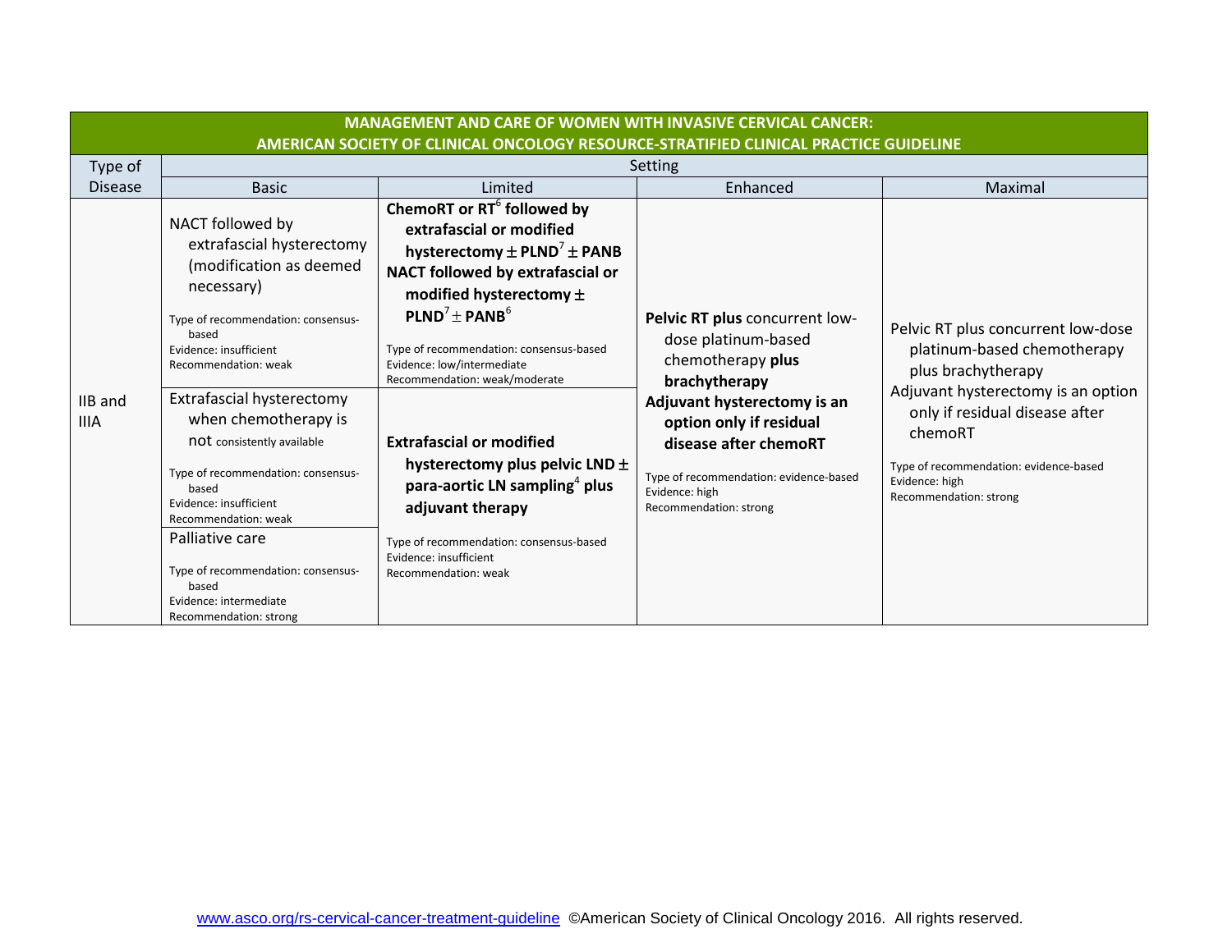| MANAGEMENT AND CARE OF WOMEN WITH INVASIVE CERVICAL CANCER: AMERICAN SOCIETY OF CLINICAL ONCOLOGY RESOURCE-STRATIFIED CLINICAL PRACTICE GUIDELINE | | | | |
|---|---|---|---|---|
| Type of Disease | Setting | | | |
| | Basic | Limited | Enhanced | Maximal |
| IIB and IIIA | NACT followed by extrafascial hysterectomy (modification as deemed necessary)<br><br>Type of recommendation: consensus-based<br>Evidence: insufficient<br>Recommendation: weak | **ChemoRT or RT[6] followed by extrafascial or modified hysterectomy ± PLND[7] ± PANB**<br>**NACT followed by extrafascial or modified hysterectomy ± PLND[7] ± PANB[6]**<br><br>Type of recommendation: consensus-based<br>Evidence: low/intermediate<br>Recommendation: weak/moderate | **Pelvic RT plus** concurrent low-dose platinum-based chemotherapy **plus brachytherapy**<br>**Adjuvant hysterectomy is an option only if residual disease after chemoRT**<br><br>Type of recommendation: evidence-based<br>Evidence: high<br>Recommendation: strong | Pelvic RT plus concurrent low-dose platinum-based chemotherapy plus brachytherapy<br>Adjuvant hysterectomy is an option only if residual disease after chemoRT<br><br>Type of recommendation: evidence-based<br>Evidence: high<br>Recommendation: strong |
| | Extrafascial hysterectomy when chemotherapy is not consistently available<br><br>Type of recommendation: consensus-based<br>Evidence: insufficient<br>Recommendation: weak | **Extrafascial or modified hysterectomy plus pelvic LND ± para-aortic LN sampling[4] plus adjuvant therapy**<br><br>Type of recommendation: consensus-based<br>Evidence: insufficient<br>Recommendation: weak | | |
| | Palliative care<br><br>Type of recommendation: consensus-based<br>Evidence: intermediate<br>Recommendation: strong | | | |

www.asco.org/rs-cervical-cancer-treatment-guideline ©American Society of Clinical Oncology 2016. All rights reserved.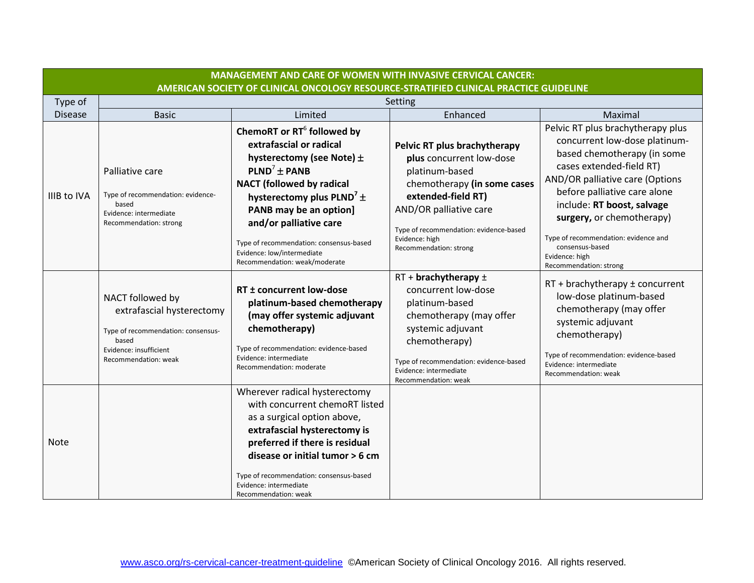| MANAGEMENT AND CARE OF WOMEN WITH INVASIVE CERVICAL CANCER: AMERICAN SOCIETY OF CLINICAL ONCOLOGY RESOURCE-STRATIFIED CLINICAL PRACTICE GUIDELINE | | | | |
|---|---|---|---|---|
| Type of Disease | Setting | | | |
| | Basic | Limited | Enhanced | Maximal |
| IIIB to IVA | Palliative care<br><br>Type of recommendation: evidence-based<br>Evidence: intermediate<br>Recommendation: strong | **ChemoRT or RT[6] followed by extrafascial or radical hysterectomy (see Note) ± PLND[7] ± PANB**<br>**NACT (followed by radical hysterectomy plus PLND[7] ± PANB may be an option] and/or palliative care**<br><br>Type of recommendation: consensus-based<br>Evidence: low/intermediate<br>Recommendation: weak/moderate | **Pelvic RT plus brachytherapy plus** concurrent low-dose platinum-based chemotherapy **(in some cases extended-field RT)**<br>AND/OR palliative care<br><br>Type of recommendation: evidence-based<br>Evidence: high<br>Recommendation: strong | Pelvic RT plus brachytherapy plus concurrent low-dose platinum-based chemotherapy (in some cases extended-field RT)<br>AND/OR palliative care (Options before palliative care alone include: **RT boost, salvage surgery,** or chemotherapy)<br><br>Type of recommendation: evidence and consensus-based<br>Evidence: high<br>Recommendation: strong |
| | NACT followed by extrafascial hysterectomy<br><br>Type of recommendation: consensus-based<br>Evidence: insufficient<br>Recommendation: weak | **RT ± concurrent low-dose platinum-based chemotherapy (may offer systemic adjuvant chemotherapy)**<br><br>Type of recommendation: evidence-based<br>Evidence: intermediate<br>Recommendation: moderate | RT + **brachytherapy** ± concurrent low-dose platinum-based chemotherapy (may offer systemic adjuvant chemotherapy)<br><br>Type of recommendation: evidence-based<br>Evidence: intermediate<br>Recommendation: weak | RT + brachytherapy ± concurrent low-dose platinum-based chemotherapy (may offer systemic adjuvant chemotherapy)<br><br>Type of recommendation: evidence-based<br>Evidence: intermediate<br>Recommendation: weak |
| Note | | Wherever radical hysterectomy with concurrent chemoRT listed as a surgical option above, **extrafascial hysterectomy is preferred if there is residual disease or initial tumor > 6 cm**<br><br>Type of recommendation: consensus-based<br>Evidence: intermediate<br>Recommendation: weak | | |

www.asco.org/rs-cervical-cancer-treatment-guideline ©American Society of Clinical Oncology 2016. All rights reserved.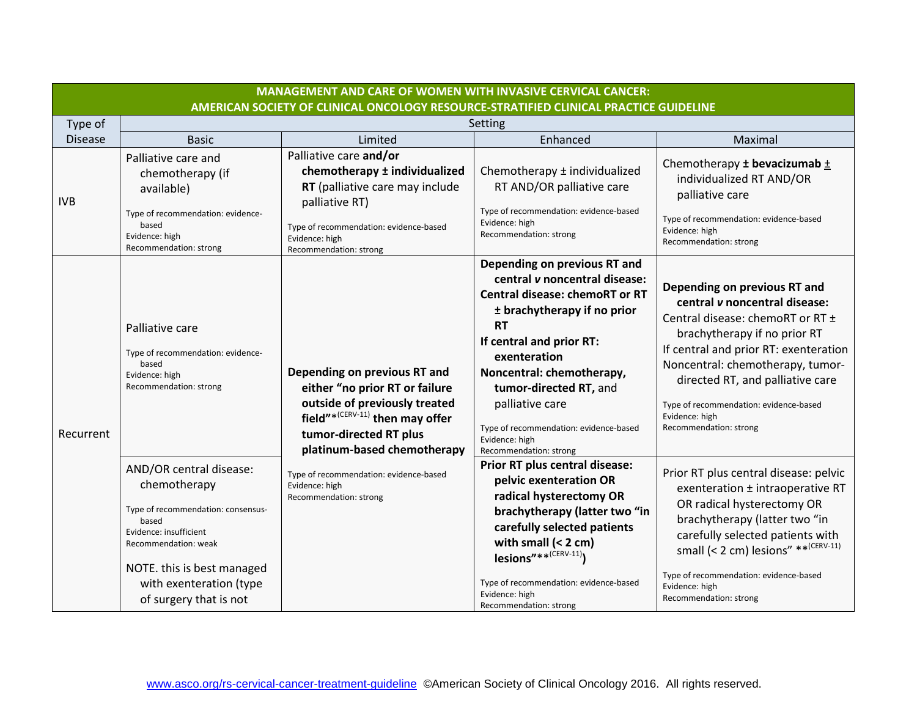| MANAGEMENT AND CARE OF WOMEN WITH INVASIVE CERVICAL CANCER: AMERICAN SOCIETY OF CLINICAL ONCOLOGY RESOURCE-STRATIFIED CLINICAL PRACTICE GUIDELINE | | | | |
|---|---|---|---|---|
| Type of Disease | Setting | | | |
| | Basic | Limited | Enhanced | Maximal |
| IVB | Palliative care and chemotherapy (if available)<br><br>Type of recommendation: evidence-based<br>Evidence: high<br>Recommendation: strong | Palliative care **and/or chemotherapy ± individualized RT** (palliative care may include palliative RT)<br><br>Type of recommendation: evidence-based<br>Evidence: high<br>Recommendation: strong | Chemotherapy ± individualized RT AND/OR palliative care<br><br>Type of recommendation: evidence-based<br>Evidence: high<br>Recommendation: strong | Chemotherapy **± bevacizumab** ± individualized RT AND/OR palliative care<br><br>Type of recommendation: evidence-based<br>Evidence: high<br>Recommendation: strong |
| Recurrent | Palliative care<br><br>Type of recommendation: evidence-based<br>Evidence: high<br>Recommendation: strong | **Depending on previous RT and either "no prior RT or failure outside of previously treated field"*[(CERV-11)] then may offer tumor-directed RT plus platinum-based chemotherapy**<br><br>Type of recommendation: evidence-based<br>Evidence: high<br>Recommendation: strong | **Depending on previous RT and central *v* noncentral disease:**<br>**Central disease: chemoRT or RT ± brachytherapy if no prior RT**<br>**If central and prior RT: exenteration**<br>**Noncentral: chemotherapy, tumor-directed RT,** and palliative care<br><br>Type of recommendation: evidence-based<br>Evidence: high<br>Recommendation: strong | **Depending on previous RT and central *v* noncentral disease:**<br>Central disease: chemoRT or RT ± brachytherapy if no prior RT<br>If central and prior RT: exenteration<br>Noncentral: chemotherapy, tumor-directed RT, and palliative care<br><br>Type of recommendation: evidence-based<br>Evidence: high<br>Recommendation: strong |
| | AND/OR central disease: chemotherapy<br><br>Type of recommendation: consensus-based<br>Evidence: insufficient<br>Recommendation: weak<br><br>NOTE. this is best managed with exenteration (type of surgery that is not | | **Prior RT plus central disease: pelvic exenteration OR radical hysterectomy OR brachytherapy (latter two "in carefully selected patients with small (< 2 cm) lesions"**[(CERV-11)])**<br><br>Type of recommendation: evidence-based<br>Evidence: high<br>Recommendation: strong | Prior RT plus central disease: pelvic exenteration ± intraoperative RT OR radical hysterectomy OR brachytherapy (latter two "in carefully selected patients with small (< 2 cm) lesions" **[(CERV-11)]<br><br>Type of recommendation: evidence-based<br>Evidence: high<br>Recommendation: strong |

www.asco.org/rs-cervical-cancer-treatment-guideline ©American Society of Clinical Oncology 2016. All rights reserved.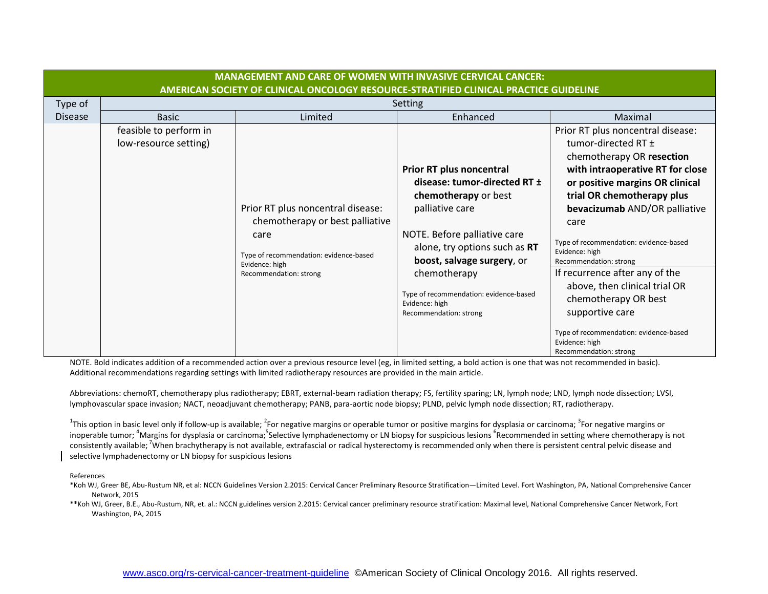| MANAGEMENT AND CARE OF WOMEN WITH INVASIVE CERVICAL CANCER: AMERICAN SOCIETY OF CLINICAL ONCOLOGY RESOURCE-STRATIFIED CLINICAL PRACTICE GUIDELINE | | | | |
|---|---|---|---|---|
| Type of Disease | Setting | | | |
| | Basic | Limited | Enhanced | Maximal |
| | feasible to perform in low-resource setting) | Prior RT plus noncentral disease: chemotherapy or best palliative care<br><br>Type of recommendation: evidence-based<br>Evidence: high<br>Recommendation: strong | **Prior RT plus noncentral disease: tumor-directed RT ± chemotherapy** or best palliative care<br><br>NOTE. Before palliative care alone, try options such as **RT boost, salvage surgery**, or chemotherapy<br><br>Type of recommendation: evidence-based<br>Evidence: high<br>Recommendation: strong | Prior RT plus noncentral disease: tumor-directed RT ± chemotherapy OR **resection with intraoperative RT for close or positive margins OR clinical trial OR chemotherapy plus bevacizumab** AND/OR palliative care<br><br>Type of recommendation: evidence-based<br>Evidence: high<br>Recommendation: strong<br><br>If recurrence after any of the above, then clinical trial OR chemotherapy OR best supportive care<br><br>Type of recommendation: evidence-based<br>Evidence: high<br>Recommendation: strong |

NOTE. Bold indicates addition of a recommended action over a previous resource level (eg, in limited setting, a bold action is one that was not recommended in basic). Additional recommendations regarding settings with limited radiotherapy resources are provided in the main article.

Abbreviations: chemoRT, chemotherapy plus radiotherapy; EBRT, external-beam radiation therapy; FS, fertility sparing; LN, lymph node; LND, lymph node dissection; LVSI, lymphovascular space invasion; NACT, neoadjuvant chemotherapy; PANB, para-aortic node biopsy; PLND, pelvic lymph node dissection; RT, radiotherapy.

[1]This option in basic level only if follow-up is available; [2]For negative margins or operable tumor or positive margins for dysplasia or carcinoma; [3]For negative margins or inoperable tumor; [4]Margins for dysplasia or carcinoma; [5]Selective lymphadenectomy or LN biopsy for suspicious lesions [6]Recommended in setting where chemotherapy is not consistently available; [7]When brachytherapy is not available, extrafascial or radical hysterectomy is recommended only when there is persistent central pelvic disease and selective lymphadenectomy or LN biopsy for suspicious lesions

References

*Koh WJ, Greer BE, Abu-Rustum NR, et al: NCCN Guidelines Version 2.2015: Cervical Cancer Preliminary Resource Stratification—Limited Level. Fort Washington, PA, National Comprehensive Cancer Network, 2015

**Koh WJ, Greer, B.E., Abu-Rustum, NR, et. al.: NCCN guidelines version 2.2015: Cervical cancer preliminary resource stratification: Maximal level, National Comprehensive Cancer Network, Fort Washington, PA, 2015

www.asco.org/rs-cervical-cancer-treatment-guideline ©American Society of Clinical Oncology 2016. All rights reserved.